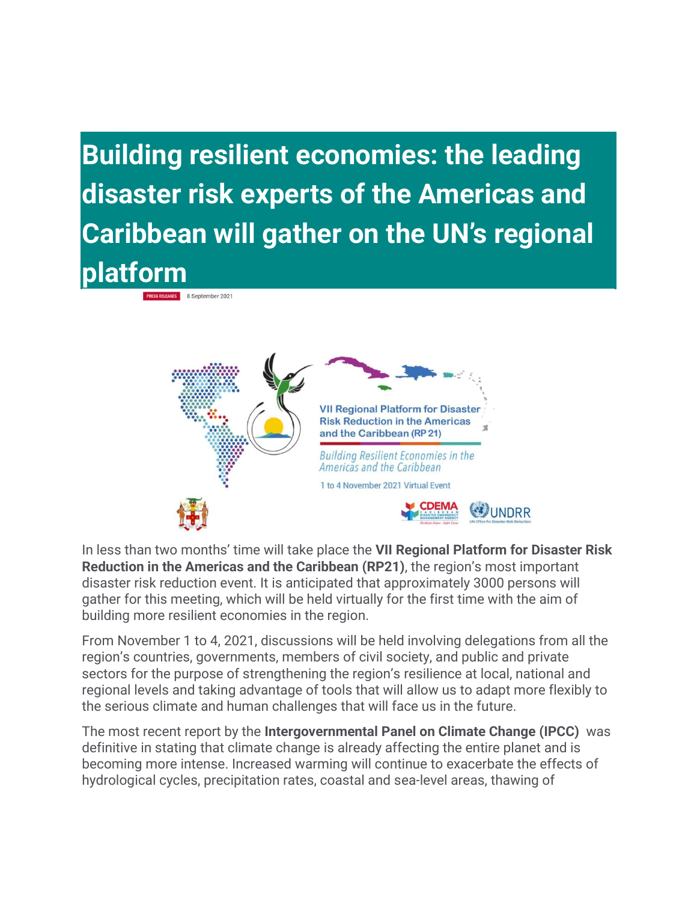# Building resilient economies: the leading disaster risk experts of the Americas and Caribbean will gather on the UN's regional platform

PRESS RELEASES 8 September 2021

In less than two months' time will take place the **VII Regional Platform for Disaster Risk Reduction in the Americas and the Caribbean (RP21)**, the region's most important disaster risk reduction event. It is anticipated that approximately 3000 persons will gather for this meeting, which will be held virtually for the first time with the aim of building more resilient economies in the region.

From November 1 to 4, 2021, discussions will be held involving delegations from all the region's countries, governments, members of civil society, and public and private sectors for the purpose of strengthening the region's resilience at local, national and regional levels and taking advantage of tools that will allow us to adapt more flexibly to the serious climate and human challenges that will face us in the future.

The most recent report by the **Intergovernmental Panel on Climate Change (IPCC)** was definitive in stating that climate change is already affecting the entire planet and is becoming more intense. Increased warming will continue to exacerbate the effects of hydrological cycles, precipitation rates, coastal and sea-level areas, thawing of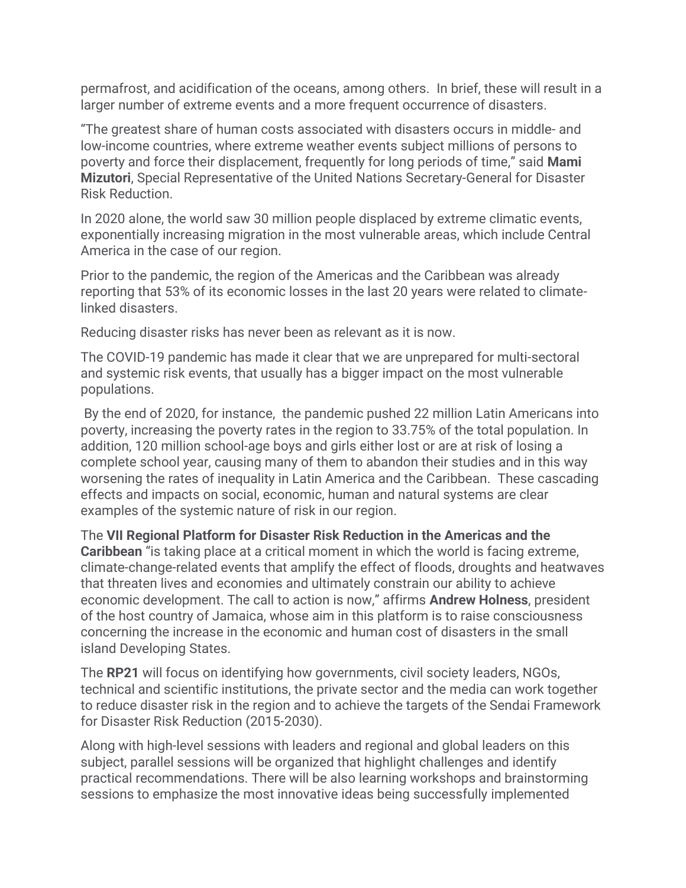permafrost, and acidification of the oceans, among others.  In brief, these will result in a larger number of extreme events and a more frequent occurrence of disasters.

“The greatest share of human costs associated with disasters occurs in middle- and low-income countries, where extreme weather events subject millions of persons to poverty and force their displacement, frequently for long periods of time,” said **Mami Mizutori**, Special Representative of the United Nations Secretary-General for Disaster Risk Reduction.

In 2020 alone, the world saw 30 million people displaced by extreme climatic events, exponentially increasing migration in the most vulnerable areas, which include Central America in the case of our region.

Prior to the pandemic, the region of the Americas and the Caribbean was already reporting that 53% of its economic losses in the last 20 years were related to climate-linked disasters.

Reducing disaster risks has never been as relevant as it is now.

The COVID-19 pandemic has made it clear that we are unprepared for multi-sectoral and systemic risk events, that usually has a bigger impact on the most vulnerable populations.

By the end of 2020, for instance,  the pandemic pushed 22 million Latin Americans into poverty, increasing the poverty rates in the region to 33.75% of the total population. In addition, 120 million school-age boys and girls either lost or are at risk of losing a complete school year, causing many of them to abandon their studies and in this way worsening the rates of inequality in Latin America and the Caribbean.  These cascading effects and impacts on social, economic, human and natural systems are clear examples of the systemic nature of risk in our region.

The **VII Regional Platform for Disaster Risk Reduction in the Americas and the Caribbean** “is taking place at a critical moment in which the world is facing extreme, climate-change-related events that amplify the effect of floods, droughts and heatwaves that threaten lives and economies and ultimately constrain our ability to achieve economic development. The call to action is now,” affirms **Andrew Holness**, president of the host country of Jamaica, whose aim in this platform is to raise consciousness concerning the increase in the economic and human cost of disasters in the small island Developing States.

The **RP21** will focus on identifying how governments, civil society leaders, NGOs, technical and scientific institutions, the private sector and the media can work together to reduce disaster risk in the region and to achieve the targets of the Sendai Framework for Disaster Risk Reduction (2015-2030).

Along with high-level sessions with leaders and regional and global leaders on this subject, parallel sessions will be organized that highlight challenges and identify practical recommendations. There will be also learning workshops and brainstorming sessions to emphasize the most innovative ideas being successfully implemented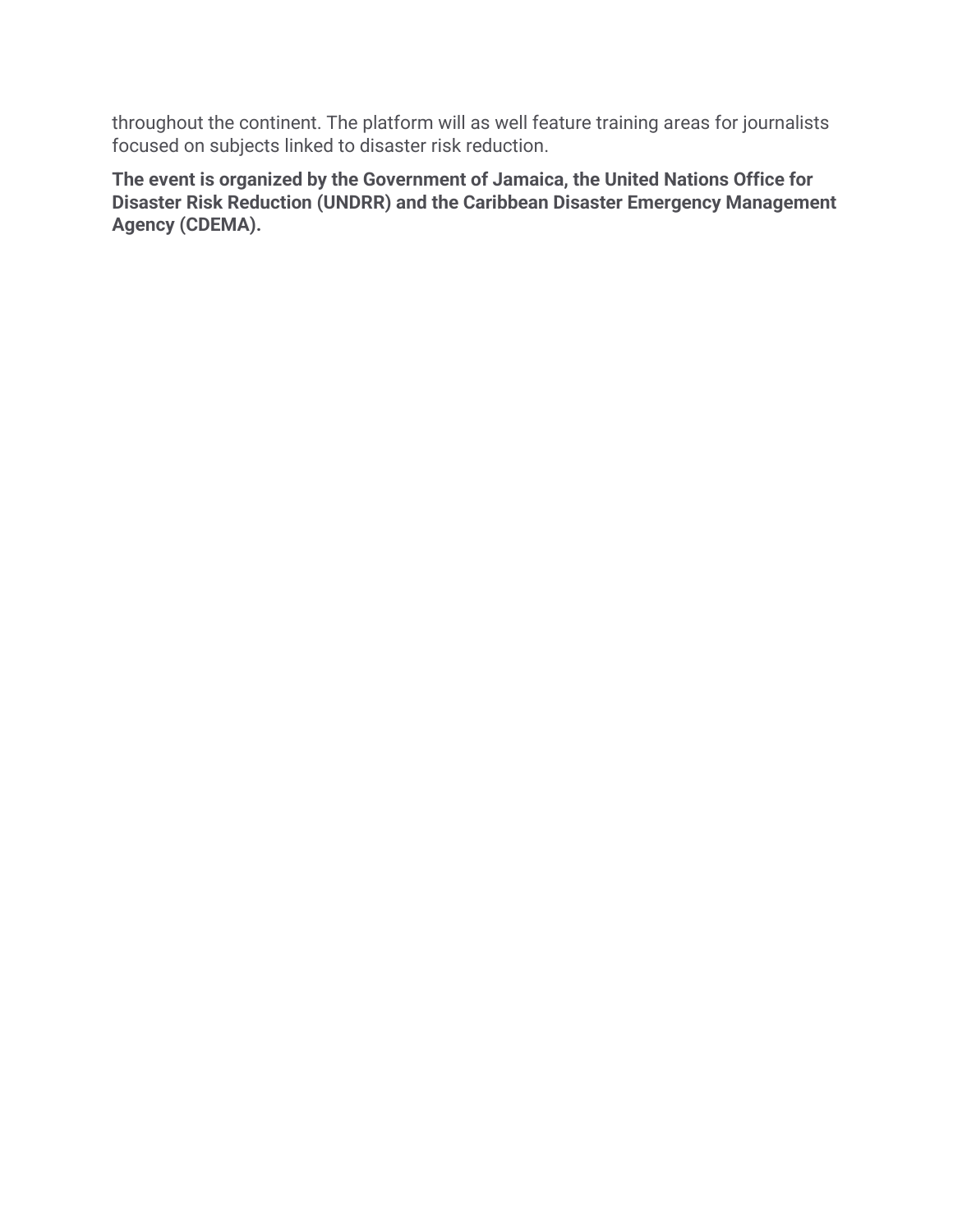throughout the continent. The platform will as well feature training areas for journalists focused on subjects linked to disaster risk reduction.

**The event is organized by the Government of Jamaica, the United Nations Office for Disaster Risk Reduction (UNDRR) and the Caribbean Disaster Emergency Management Agency (CDEMA).**